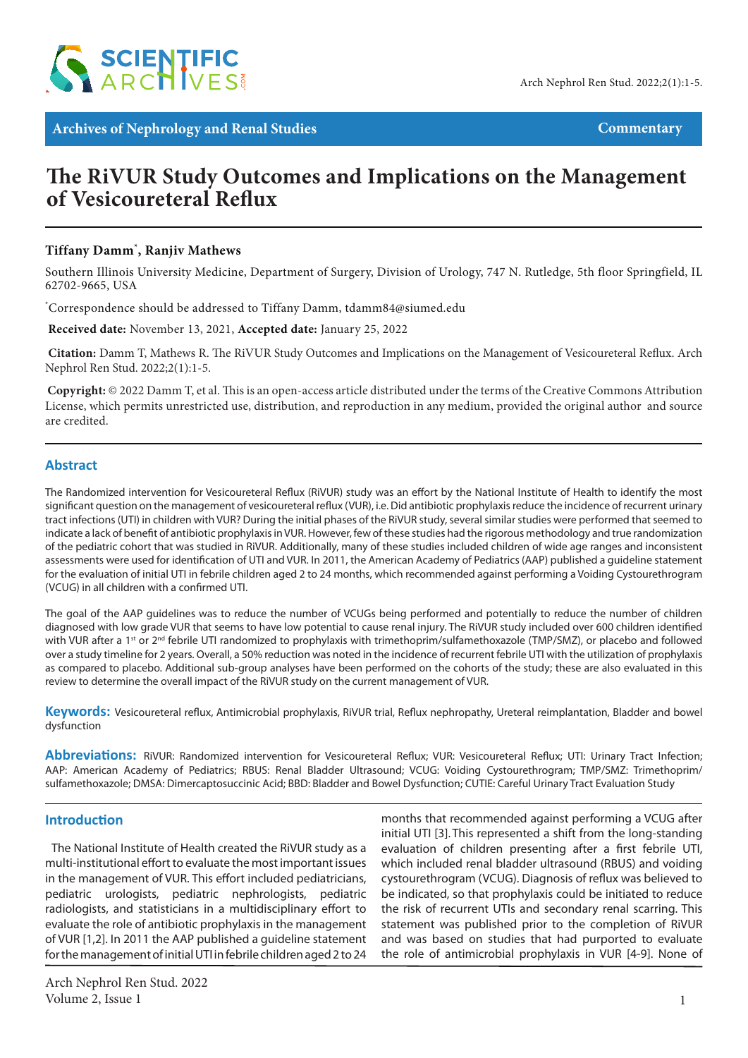Archives of Nephrology and Renal Studies — Commentary

# The RiVUR Study Outcomes and Implications on the Management of Vesicoureteral Reflux

**Tiffany Damm*, Ranjiv Mathews**

Southern Illinois University Medicine, Department of Surgery, Division of Urology, 747 N. Rutledge, 5th floor Springfield, IL 62702-9665, USA

*Correspondence should be addressed to Tiffany Damm, tdamm84@siumed.edu

**Received date:** November 13, 2021, **Accepted date:** January 25, 2022

**Citation:** Damm T, Mathews R. The RiVUR Study Outcomes and Implications on the Management of Vesicoureteral Reflux. Arch Nephrol Ren Stud. 2022;2(1):1-5.

**Copyright:** © 2022 Damm T, et al. This is an open-access article distributed under the terms of the Creative Commons Attribution License, which permits unrestricted use, distribution, and reproduction in any medium, provided the original author and source are credited.

## Abstract

The Randomized intervention for Vesicoureteral Reflux (RiVUR) study was an effort by the National Institute of Health to identify the most significant question on the management of vesicoureteral reflux (VUR), i.e. Did antibiotic prophylaxis reduce the incidence of recurrent urinary tract infections (UTI) in children with VUR? During the initial phases of the RiVUR study, several similar studies were performed that seemed to indicate a lack of benefit of antibiotic prophylaxis in VUR. However, few of these studies had the rigorous methodology and true randomization of the pediatric cohort that was studied in RiVUR. Additionally, many of these studies included children of wide age ranges and inconsistent assessments were used for identification of UTI and VUR. In 2011, the American Academy of Pediatrics (AAP) published a guideline statement for the evaluation of initial UTI in febrile children aged 2 to 24 months, which recommended against performing a Voiding Cystourethrogram (VCUG) in all children with a confirmed UTI.

The goal of the AAP guidelines was to reduce the number of VCUGs being performed and potentially to reduce the number of children diagnosed with low grade VUR that seems to have low potential to cause renal injury. The RiVUR study included over 600 children identified with VUR after a 1st or 2nd febrile UTI randomized to prophylaxis with trimethoprim/sulfamethoxazole (TMP/SMZ), or placebo and followed over a study timeline for 2 years. Overall, a 50% reduction was noted in the incidence of recurrent febrile UTI with the utilization of prophylaxis as compared to placebo. Additional sub-group analyses have been performed on the cohorts of the study; these are also evaluated in this review to determine the overall impact of the RiVUR study on the current management of VUR.

**Keywords:** Vesicoureteral reflux, Antimicrobial prophylaxis, RiVUR trial, Reflux nephropathy, Ureteral reimplantation, Bladder and bowel dysfunction

**Abbreviations:** RiVUR: Randomized intervention for Vesicoureteral Reflux; VUR: Vesicoureteral Reflux; UTI: Urinary Tract Infection; AAP: American Academy of Pediatrics; RBUS: Renal Bladder Ultrasound; VCUG: Voiding Cystourethrogram; TMP/SMZ: Trimethoprim/sulfamethoxazole; DMSA: Dimercaptosuccinic Acid; BBD: Bladder and Bowel Dysfunction; CUTIE: Careful Urinary Tract Evaluation Study

## Introduction

The National Institute of Health created the RiVUR study as a multi-institutional effort to evaluate the most important issues in the management of VUR. This effort included pediatricians, pediatric urologists, pediatric nephrologists, pediatric radiologists, and statisticians in a multidisciplinary effort to evaluate the role of antibiotic prophylaxis in the management of VUR [1,2]. In 2011 the AAP published a guideline statement for the management of initial UTI in febrile children aged 2 to 24 months that recommended against performing a VCUG after initial UTI [3]. This represented a shift from the long-standing evaluation of children presenting after a first febrile UTI, which included renal bladder ultrasound (RBUS) and voiding cystourethrogram (VCUG). Diagnosis of reflux was believed to be indicated, so that prophylaxis could be initiated to reduce the risk of recurrent UTIs and secondary renal scarring. This statement was published prior to the completion of RiVUR and was based on studies that had purported to evaluate the role of antimicrobial prophylaxis in VUR [4-9]. None of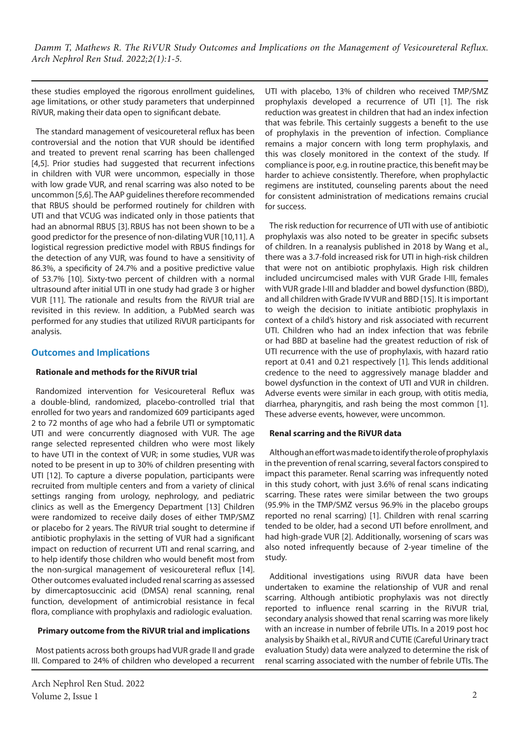these studies employed the rigorous enrollment guidelines, age limitations, or other study parameters that underpinned RiVUR, making their data open to significant debate.

The standard management of vesicoureteral reflux has been controversial and the notion that VUR should be identified and treated to prevent renal scarring has been challenged [4,5]. Prior studies had suggested that recurrent infections in children with VUR were uncommon, especially in those with low grade VUR, and renal scarring was also noted to be uncommon [5,6]. The AAP guidelines therefore recommended that RBUS should be performed routinely for children with UTI and that VCUG was indicated only in those patients that had an abnormal RBUS [3]. RBUS has not been shown to be a good predictor for the presence of non-dilating VUR [10,11]. A logistical regression predictive model with RBUS findings for the detection of any VUR, was found to have a sensitivity of 86.3%, a specificity of 24.7% and a positive predictive value of 53.7% [10]. Sixty-two percent of children with a normal ultrasound after initial UTI in one study had grade 3 or higher VUR [11]. The rationale and results from the RiVUR trial are revisited in this review. In addition, a PubMed search was performed for any studies that utilized RiVUR participants for analysis.

## Outcomes and Implications

### Rationale and methods for the RiVUR trial

Randomized intervention for Vesicoureteral Reflux was a double-blind, randomized, placebo-controlled trial that enrolled for two years and randomized 609 participants aged 2 to 72 months of age who had a febrile UTI or symptomatic UTI and were concurrently diagnosed with VUR. The age range selected represented children who were most likely to have UTI in the context of VUR; in some studies, VUR was noted to be present in up to 30% of children presenting with UTI [12]. To capture a diverse population, participants were recruited from multiple centers and from a variety of clinical settings ranging from urology, nephrology, and pediatric clinics as well as the Emergency Department [13] Children were randomized to receive daily doses of either TMP/SMZ or placebo for 2 years. The RiVUR trial sought to determine if antibiotic prophylaxis in the setting of VUR had a significant impact on reduction of recurrent UTI and renal scarring, and to help identify those children who would benefit most from the non-surgical management of vesicoureteral reflux [14]. Other outcomes evaluated included renal scarring as assessed by dimercaptosuccinic acid (DMSA) renal scanning, renal function, development of antimicrobial resistance in fecal flora, compliance with prophylaxis and radiologic evaluation.

### Primary outcome from the RiVUR trial and implications

Most patients across both groups had VUR grade II and grade III. Compared to 24% of children who developed a recurrent UTI with placebo, 13% of children who received TMP/SMZ prophylaxis developed a recurrence of UTI [1]. The risk reduction was greatest in children that had an index infection that was febrile. This certainly suggests a benefit to the use of prophylaxis in the prevention of infection. Compliance remains a major concern with long term prophylaxis, and this was closely monitored in the context of the study. If compliance is poor, e.g. in routine practice, this benefit may be harder to achieve consistently. Therefore, when prophylactic regimens are instituted, counseling parents about the need for consistent administration of medications remains crucial for success.

The risk reduction for recurrence of UTI with use of antibiotic prophylaxis was also noted to be greater in specific subsets of children. In a reanalysis published in 2018 by Wang et al., there was a 3.7-fold increased risk for UTI in high-risk children that were not on antibiotic prophylaxis. High risk children included uncircumcised males with VUR Grade I-III, females with VUR grade I-III and bladder and bowel dysfunction (BBD), and all children with Grade IV VUR and BBD [15]. It is important to weigh the decision to initiate antibiotic prophylaxis in context of a child's history and risk associated with recurrent UTI. Children who had an index infection that was febrile or had BBD at baseline had the greatest reduction of risk of UTI recurrence with the use of prophylaxis, with hazard ratio report at 0.41 and 0.21 respectively [1]. This lends additional credence to the need to aggressively manage bladder and bowel dysfunction in the context of UTI and VUR in children. Adverse events were similar in each group, with otitis media, diarrhea, pharyngitis, and rash being the most common [1]. These adverse events, however, were uncommon.

### Renal scarring and the RiVUR data

Although an effort was made to identify the role of prophylaxis in the prevention of renal scarring, several factors conspired to impact this parameter. Renal scarring was infrequently noted in this study cohort, with just 3.6% of renal scans indicating scarring. These rates were similar between the two groups (95.9% in the TMP/SMZ versus 96.9% in the placebo groups reported no renal scarring) [1]. Children with renal scarring tended to be older, had a second UTI before enrollment, and had high-grade VUR [2]. Additionally, worsening of scars was also noted infrequently because of 2-year timeline of the study.

Additional investigations using RiVUR data have been undertaken to examine the relationship of VUR and renal scarring. Although antibiotic prophylaxis was not directly reported to influence renal scarring in the RiVUR trial, secondary analysis showed that renal scarring was more likely with an increase in number of febrile UTIs. In a 2019 post hoc analysis by Shaikh et al., RiVUR and CUTIE (Careful Urinary tract evaluation Study) data were analyzed to determine the risk of renal scarring associated with the number of febrile UTIs. The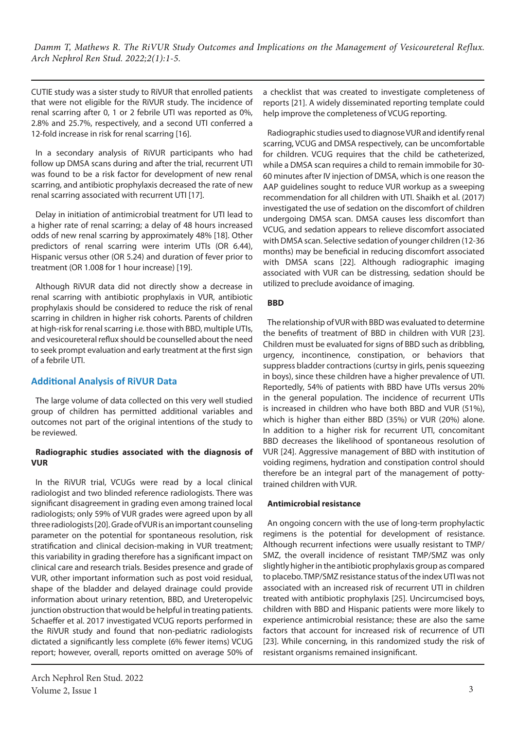CUTIE study was a sister study to RiVUR that enrolled patients that were not eligible for the RiVUR study. The incidence of renal scarring after 0, 1 or 2 febrile UTI was reported as 0%, 2.8% and 25.7%, respectively, and a second UTI conferred a 12-fold increase in risk for renal scarring [16].

In a secondary analysis of RiVUR participants who had follow up DMSA scans during and after the trial, recurrent UTI was found to be a risk factor for development of new renal scarring, and antibiotic prophylaxis decreased the rate of new renal scarring associated with recurrent UTI [17].

Delay in initiation of antimicrobial treatment for UTI lead to a higher rate of renal scarring; a delay of 48 hours increased odds of new renal scarring by approximately 48% [18]. Other predictors of renal scarring were interim UTIs (OR 6.44), Hispanic versus other (OR 5.24) and duration of fever prior to treatment (OR 1.008 for 1 hour increase) [19].

Although RiVUR data did not directly show a decrease in renal scarring with antibiotic prophylaxis in VUR, antibiotic prophylaxis should be considered to reduce the risk of renal scarring in children in higher risk cohorts. Parents of children at high-risk for renal scarring i.e. those with BBD, multiple UTIs, and vesicoureteral reflux should be counselled about the need to seek prompt evaluation and early treatment at the first sign of a febrile UTI.

## Additional Analysis of RiVUR Data

The large volume of data collected on this very well studied group of children has permitted additional variables and outcomes not part of the original intentions of the study to be reviewed.

### Radiographic studies associated with the diagnosis of VUR

In the RiVUR trial, VCUGs were read by a local clinical radiologist and two blinded reference radiologists. There was significant disagreement in grading even among trained local radiologists; only 59% of VUR grades were agreed upon by all three radiologists [20]. Grade of VUR is an important counseling parameter on the potential for spontaneous resolution, risk stratification and clinical decision-making in VUR treatment; this variability in grading therefore has a significant impact on clinical care and research trials. Besides presence and grade of VUR, other important information such as post void residual, shape of the bladder and delayed drainage could provide information about urinary retention, BBD, and Ureteropelvic junction obstruction that would be helpful in treating patients. Schaeffer et al. 2017 investigated VCUG reports performed in the RiVUR study and found that non-pediatric radiologists dictated a significantly less complete (6% fewer items) VCUG report; however, overall, reports omitted on average 50% of a checklist that was created to investigate completeness of reports [21]. A widely disseminated reporting template could help improve the completeness of VCUG reporting.

Radiographic studies used to diagnose VUR and identify renal scarring, VCUG and DMSA respectively, can be uncomfortable for children. VCUG requires that the child be catheterized, while a DMSA scan requires a child to remain immobile for 30-60 minutes after IV injection of DMSA, which is one reason the AAP guidelines sought to reduce VUR workup as a sweeping recommendation for all children with UTI. Shaikh et al. (2017) investigated the use of sedation on the discomfort of children undergoing DMSA scan. DMSA causes less discomfort than VCUG, and sedation appears to relieve discomfort associated with DMSA scan. Selective sedation of younger children (12-36 months) may be beneficial in reducing discomfort associated with DMSA scans [22]. Although radiographic imaging associated with VUR can be distressing, sedation should be utilized to preclude avoidance of imaging.

### BBD

The relationship of VUR with BBD was evaluated to determine the benefits of treatment of BBD in children with VUR [23]. Children must be evaluated for signs of BBD such as dribbling, urgency, incontinence, constipation, or behaviors that suppress bladder contractions (curtsy in girls, penis squeezing in boys), since these children have a higher prevalence of UTI. Reportedly, 54% of patients with BBD have UTIs versus 20% in the general population. The incidence of recurrent UTIs is increased in children who have both BBD and VUR (51%), which is higher than either BBD (35%) or VUR (20%) alone. In addition to a higher risk for recurrent UTI, concomitant BBD decreases the likelihood of spontaneous resolution of VUR [24]. Aggressive management of BBD with institution of voiding regimens, hydration and constipation control should therefore be an integral part of the management of potty-trained children with VUR.

### Antimicrobial resistance

An ongoing concern with the use of long-term prophylactic regimens is the potential for development of resistance. Although recurrent infections were usually resistant to TMP/SMZ, the overall incidence of resistant TMP/SMZ was only slightly higher in the antibiotic prophylaxis group as compared to placebo. TMP/SMZ resistance status of the index UTI was not associated with an increased risk of recurrent UTI in children treated with antibiotic prophylaxis [25]. Uncircumcised boys, children with BBD and Hispanic patients were more likely to experience antimicrobial resistance; these are also the same factors that account for increased risk of recurrence of UTI [23]. While concerning, in this randomized study the risk of resistant organisms remained insignificant.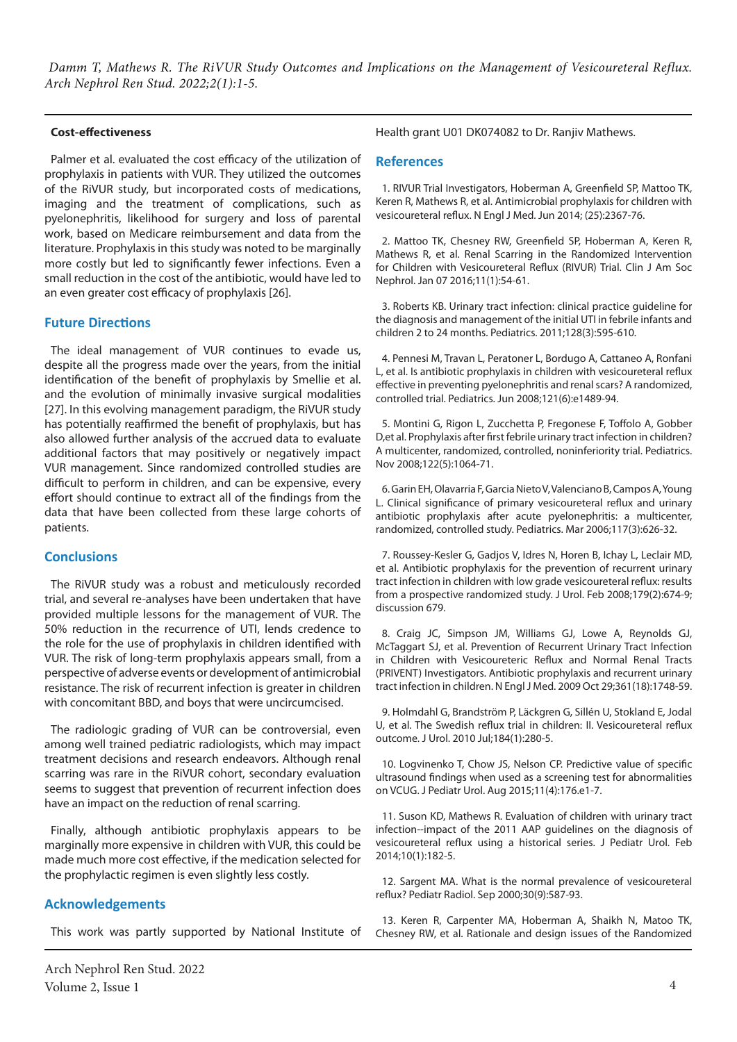### Cost-effectiveness

Palmer et al. evaluated the cost efficacy of the utilization of prophylaxis in patients with VUR. They utilized the outcomes of the RiVUR study, but incorporated costs of medications, imaging and the treatment of complications, such as pyelonephritis, likelihood for surgery and loss of parental work, based on Medicare reimbursement and data from the literature. Prophylaxis in this study was noted to be marginally more costly but led to significantly fewer infections. Even a small reduction in the cost of the antibiotic, would have led to an even greater cost efficacy of prophylaxis [26].

## Future Directions

The ideal management of VUR continues to evade us, despite all the progress made over the years, from the initial identification of the benefit of prophylaxis by Smellie et al. and the evolution of minimally invasive surgical modalities [27]. In this evolving management paradigm, the RiVUR study has potentially reaffirmed the benefit of prophylaxis, but has also allowed further analysis of the accrued data to evaluate additional factors that may positively or negatively impact VUR management. Since randomized controlled studies are difficult to perform in children, and can be expensive, every effort should continue to extract all of the findings from the data that have been collected from these large cohorts of patients.

## Conclusions

The RiVUR study was a robust and meticulously recorded trial, and several re-analyses have been undertaken that have provided multiple lessons for the management of VUR. The 50% reduction in the recurrence of UTI, lends credence to the role for the use of prophylaxis in children identified with VUR. The risk of long-term prophylaxis appears small, from a perspective of adverse events or development of antimicrobial resistance. The risk of recurrent infection is greater in children with concomitant BBD, and boys that were uncircumcised.

The radiologic grading of VUR can be controversial, even among well trained pediatric radiologists, which may impact treatment decisions and research endeavors. Although renal scarring was rare in the RiVUR cohort, secondary evaluation seems to suggest that prevention of recurrent infection does have an impact on the reduction of renal scarring.

Finally, although antibiotic prophylaxis appears to be marginally more expensive in children with VUR, this could be made much more cost effective, if the medication selected for the prophylactic regimen is even slightly less costly.

## Acknowledgements

This work was partly supported by National Institute of Health grant U01 DK074082 to Dr. Ranjiv Mathews.

## References

1. RIVUR Trial Investigators, Hoberman A, Greenfield SP, Mattoo TK, Keren R, Mathews R, et al. Antimicrobial prophylaxis for children with vesicoureteral reflux. N Engl J Med. Jun 2014; (25):2367-76.

2. Mattoo TK, Chesney RW, Greenfield SP, Hoberman A, Keren R, Mathews R, et al. Renal Scarring in the Randomized Intervention for Children with Vesicoureteral Reflux (RIVUR) Trial. Clin J Am Soc Nephrol. Jan 07 2016;11(1):54-61.

3. Roberts KB. Urinary tract infection: clinical practice guideline for the diagnosis and management of the initial UTI in febrile infants and children 2 to 24 months. Pediatrics. 2011;128(3):595-610.

4. Pennesi M, Travan L, Peratoner L, Bordugo A, Cattaneo A, Ronfani L, et al. Is antibiotic prophylaxis in children with vesicoureteral reflux effective in preventing pyelonephritis and renal scars? A randomized, controlled trial. Pediatrics. Jun 2008;121(6):e1489-94.

5. Montini G, Rigon L, Zucchetta P, Fregonese F, Toffolo A, Gobber D,et al. Prophylaxis after first febrile urinary tract infection in children? A multicenter, randomized, controlled, noninferiority trial. Pediatrics. Nov 2008;122(5):1064-71.

6. Garin EH, Olavarria F, Garcia Nieto V, Valenciano B, Campos A, Young L. Clinical significance of primary vesicoureteral reflux and urinary antibiotic prophylaxis after acute pyelonephritis: a multicenter, randomized, controlled study. Pediatrics. Mar 2006;117(3):626-32.

7. Roussey-Kesler G, Gadjos V, Idres N, Horen B, Ichay L, Leclair MD, et al. Antibiotic prophylaxis for the prevention of recurrent urinary tract infection in children with low grade vesicoureteral reflux: results from a prospective randomized study. J Urol. Feb 2008;179(2):674-9; discussion 679.

8. Craig JC, Simpson JM, Williams GJ, Lowe A, Reynolds GJ, McTaggart SJ, et al. Prevention of Recurrent Urinary Tract Infection in Children with Vesicoureteric Reflux and Normal Renal Tracts (PRIVENT) Investigators. Antibiotic prophylaxis and recurrent urinary tract infection in children. N Engl J Med. 2009 Oct 29;361(18):1748-59.

9. Holmdahl G, Brandström P, Läckgren G, Sillén U, Stokland E, Jodal U, et al. The Swedish reflux trial in children: II. Vesicoureteral reflux outcome. J Urol. 2010 Jul;184(1):280-5.

10. Logvinenko T, Chow JS, Nelson CP. Predictive value of specific ultrasound findings when used as a screening test for abnormalities on VCUG. J Pediatr Urol. Aug 2015;11(4):176.e1-7.

11. Suson KD, Mathews R. Evaluation of children with urinary tract infection--impact of the 2011 AAP guidelines on the diagnosis of vesicoureteral reflux using a historical series. J Pediatr Urol. Feb 2014;10(1):182-5.

12. Sargent MA. What is the normal prevalence of vesicoureteral reflux? Pediatr Radiol. Sep 2000;30(9):587-93.

13. Keren R, Carpenter MA, Hoberman A, Shaikh N, Matoo TK, Chesney RW, et al. Rationale and design issues of the Randomized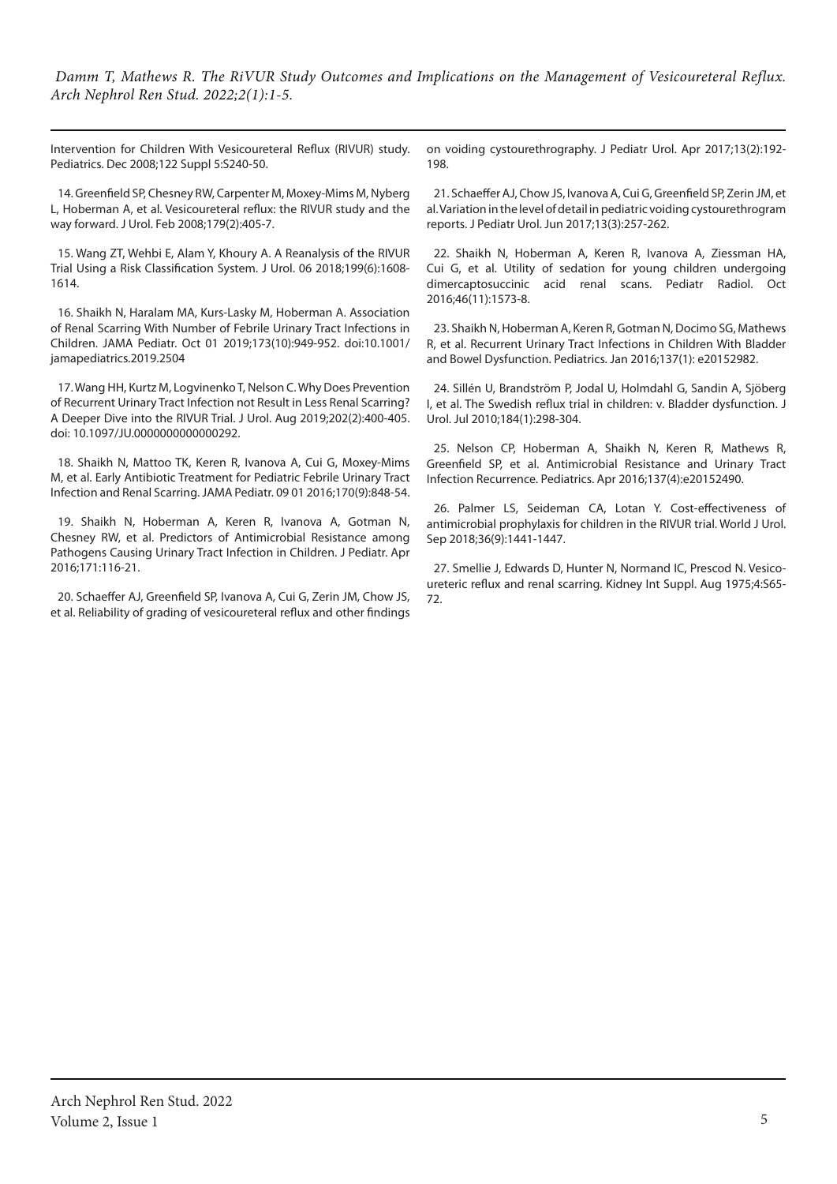Intervention for Children With Vesicoureteral Reflux (RIVUR) study. Pediatrics. Dec 2008;122 Suppl 5:S240-50.

14. Greenfield SP, Chesney RW, Carpenter M, Moxey-Mims M, Nyberg L, Hoberman A, et al. Vesicoureteral reflux: the RIVUR study and the way forward. J Urol. Feb 2008;179(2):405-7.

15. Wang ZT, Wehbi E, Alam Y, Khoury A. A Reanalysis of the RIVUR Trial Using a Risk Classification System. J Urol. 06 2018;199(6):1608-1614.

16. Shaikh N, Haralam MA, Kurs-Lasky M, Hoberman A. Association of Renal Scarring With Number of Febrile Urinary Tract Infections in Children. JAMA Pediatr. Oct 01 2019;173(10):949-952. doi:10.1001/jamapediatrics.2019.2504

17. Wang HH, Kurtz M, Logvinenko T, Nelson C. Why Does Prevention of Recurrent Urinary Tract Infection not Result in Less Renal Scarring? A Deeper Dive into the RIVUR Trial. J Urol. Aug 2019;202(2):400-405. doi: 10.1097/JU.0000000000000292.

18. Shaikh N, Mattoo TK, Keren R, Ivanova A, Cui G, Moxey-Mims M, et al. Early Antibiotic Treatment for Pediatric Febrile Urinary Tract Infection and Renal Scarring. JAMA Pediatr. 09 01 2016;170(9):848-54.

19. Shaikh N, Hoberman A, Keren R, Ivanova A, Gotman N, Chesney RW, et al. Predictors of Antimicrobial Resistance among Pathogens Causing Urinary Tract Infection in Children. J Pediatr. Apr 2016;171:116-21.

20. Schaeffer AJ, Greenfield SP, Ivanova A, Cui G, Zerin JM, Chow JS, et al. Reliability of grading of vesicoureteral reflux and other findings on voiding cystourethrography. J Pediatr Urol. Apr 2017;13(2):192-198.

21. Schaeffer AJ, Chow JS, Ivanova A, Cui G, Greenfield SP, Zerin JM, et al. Variation in the level of detail in pediatric voiding cystourethrogram reports. J Pediatr Urol. Jun 2017;13(3):257-262.

22. Shaikh N, Hoberman A, Keren R, Ivanova A, Ziessman HA, Cui G, et al. Utility of sedation for young children undergoing dimercaptosuccinic acid renal scans. Pediatr Radiol. Oct 2016;46(11):1573-8.

23. Shaikh N, Hoberman A, Keren R, Gotman N, Docimo SG, Mathews R, et al. Recurrent Urinary Tract Infections in Children With Bladder and Bowel Dysfunction. Pediatrics. Jan 2016;137(1): e20152982.

24. Sillén U, Brandström P, Jodal U, Holmdahl G, Sandin A, Sjöberg I, et al. The Swedish reflux trial in children: v. Bladder dysfunction. J Urol. Jul 2010;184(1):298-304.

25. Nelson CP, Hoberman A, Shaikh N, Keren R, Mathews R, Greenfield SP, et al. Antimicrobial Resistance and Urinary Tract Infection Recurrence. Pediatrics. Apr 2016;137(4):e20152490.

26. Palmer LS, Seideman CA, Lotan Y. Cost-effectiveness of antimicrobial prophylaxis for children in the RIVUR trial. World J Urol. Sep 2018;36(9):1441-1447.

27. Smellie J, Edwards D, Hunter N, Normand IC, Prescod N. Vesico-ureteric reflux and renal scarring. Kidney Int Suppl. Aug 1975;4:S65-72.